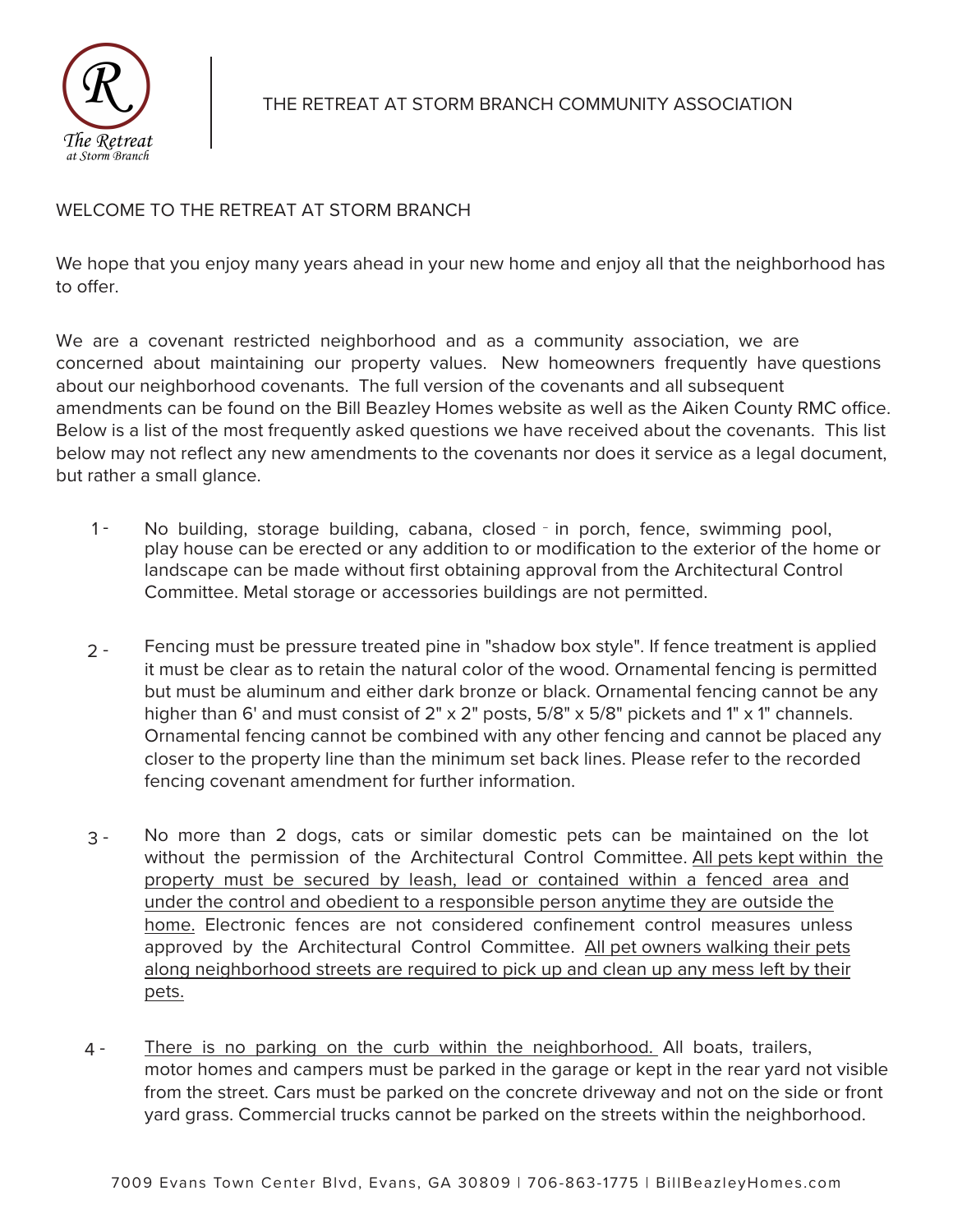THE RETREAT AT STORM BRANCH COMMUNITY ASSOCIATION

WELCOME TO THE RETREAT AT STORM BRANCH

We hope that you enjoy many years ahead in your new home and enjoy all that the neighborhood has to offer.

We are a covenant restricted neighborhood and as a community association, we are concerned about maintaining our property values. New homeowners frequently have questions about our neighborhood covenants. The full version of the covenants and all subsequent amendments can be found on the Bill Beazley Homes website as well as the Aiken County RMC office. Below is a list of the most frequently asked questions we have received about the covenants. This list below may not reflect any new amendments to the covenants nor does it service as a legal document, but rather a small glance.

1 - No building, storage building, cabana, closed - in porch, fence, swimming pool, play house can be erected or any addition to or modification to the exterior of the home or landscape can be made without first obtaining approval from the Architectural Control Committee. Metal storage or accessories buildings are not permitted.

2 - Fencing must be pressure treated pine in "shadow box style". If fence treatment is applied it must be clear as to retain the natural color of the wood. Ornamental fencing is permitted but must be aluminum and either dark bronze or black. Ornamental fencing cannot be any higher than 6' and must consist of 2" x 2" posts, 5/8" x 5/8" pickets and 1" x 1" channels. Ornamental fencing cannot be combined with any other fencing and cannot be placed any closer to the property line than the minimum set back lines. Please refer to the recorded fencing covenant amendment for further information.

3 - No more than 2 dogs, cats or similar domestic pets can be maintained on the lot without the permission of the Architectural Control Committee. <u>All pets kept within the property must be secured by leash, lead or contained within a fenced area and under the control and obedient to a responsible person anytime they are outside the home.</u> Electronic fences are not considered confinement control measures unless approved by the Architectural Control Committee. <u>All pet owners walking their pets along neighborhood streets are required to pick up and clean up any mess left by their pets.</u>

4 - <u>There is no parking on the curb within the neighborhood.</u> All boats, trailers, motor homes and campers must be parked in the garage or kept in the rear yard not visible from the street. Cars must be parked on the concrete driveway and not on the side or front yard grass. Commercial trucks cannot be parked on the streets within the neighborhood.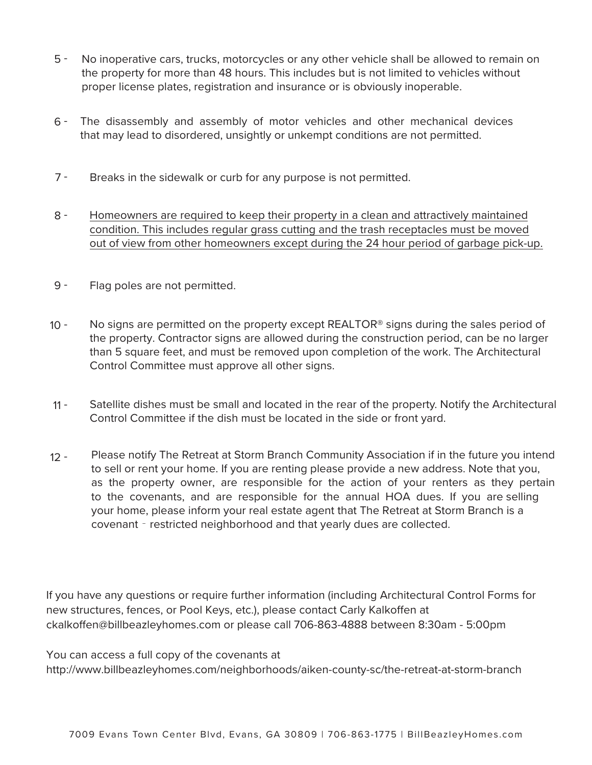5 - No inoperative cars, trucks, motorcycles or any other vehicle shall be allowed to remain on the property for more than 48 hours. This includes but is not limited to vehicles without proper license plates, registration and insurance or is obviously inoperable.

6 - The disassembly and assembly of motor vehicles and other mechanical devices that may lead to disordered, unsightly or unkempt conditions are not permitted.

7 - Breaks in the sidewalk or curb for any purpose is not permitted.

8 - <u>Homeowners are required to keep their property in a clean and attractively maintained condition. This includes regular grass cutting and the trash receptacles must be moved out of view from other homeowners except during the 24 hour period of garbage pick-up.</u>

9 - Flag poles are not permitted.

10 - No signs are permitted on the property except REALTOR® signs during the sales period of the property. Contractor signs are allowed during the construction period, can be no larger than 5 square feet, and must be removed upon completion of the work. The Architectural Control Committee must approve all other signs.

11 - Satellite dishes must be small and located in the rear of the property. Notify the Architectural Control Committee if the dish must be located in the side or front yard.

12 - Please notify The Retreat at Storm Branch Community Association if in the future you intend to sell or rent your home. If you are renting please provide a new address. Note that you, as the property owner, are responsible for the action of your renters as they pertain to the covenants, and are responsible for the annual HOA dues. If you are selling your home, please inform your real estate agent that The Retreat at Storm Branch is a covenant - restricted neighborhood and that yearly dues are collected.

If you have any questions or require further information (including Architectural Control Forms for new structures, fences, or Pool Keys, etc.), please contact Carly Kalkoffen at ckalkoffen@billbeazleyhomes.com or please call 706-863-4888 between 8:30am - 5:00pm

You can access a full copy of the covenants at http://www.billbeazleyhomes.com/neighborhoods/aiken-county-sc/the-retreat-at-storm-branch

7009 Evans Town Center Blvd, Evans, GA 30809 | 706-863-1775 | BillBeazleyHomes.com